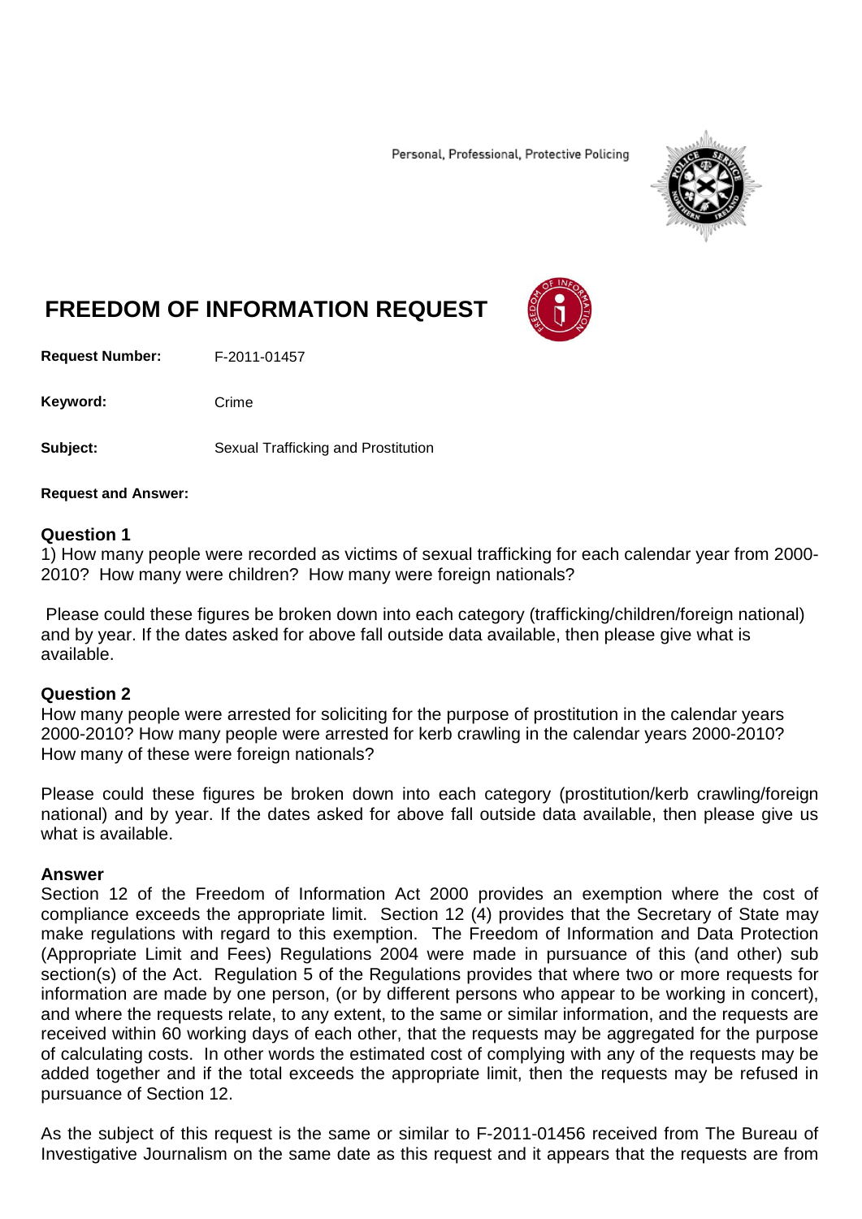Personal, Professional, Protective Policing

# FREEDOM OF INFORMATION REQUEST

**Request Number:** F-2011-01457

**Keyword:** Crime

**Subject:** Sexual Trafficking and Prostitution

**Request and Answer:**

### Question 1

1) How many people were recorded as victims of sexual trafficking for each calendar year from 2000-2010? How many were children? How many were foreign nationals?

Please could these figures be broken down into each category (trafficking/children/foreign national) and by year. If the dates asked for above fall outside data available, then please give what is available.

### Question 2

How many people were arrested for soliciting for the purpose of prostitution in the calendar years 2000-2010? How many people were arrested for kerb crawling in the calendar years 2000-2010? How many of these were foreign nationals?

Please could these figures be broken down into each category (prostitution/kerb crawling/foreign national) and by year. If the dates asked for above fall outside data available, then please give us what is available.

### Answer

Section 12 of the Freedom of Information Act 2000 provides an exemption where the cost of compliance exceeds the appropriate limit. Section 12 (4) provides that the Secretary of State may make regulations with regard to this exemption. The Freedom of Information and Data Protection (Appropriate Limit and Fees) Regulations 2004 were made in pursuance of this (and other) sub section(s) of the Act. Regulation 5 of the Regulations provides that where two or more requests for information are made by one person, (or by different persons who appear to be working in concert), and where the requests relate, to any extent, to the same or similar information, and the requests are received within 60 working days of each other, that the requests may be aggregated for the purpose of calculating costs. In other words the estimated cost of complying with any of the requests may be added together and if the total exceeds the appropriate limit, then the requests may be refused in pursuance of Section 12.

As the subject of this request is the same or similar to F-2011-01456 received from The Bureau of Investigative Journalism on the same date as this request and it appears that the requests are from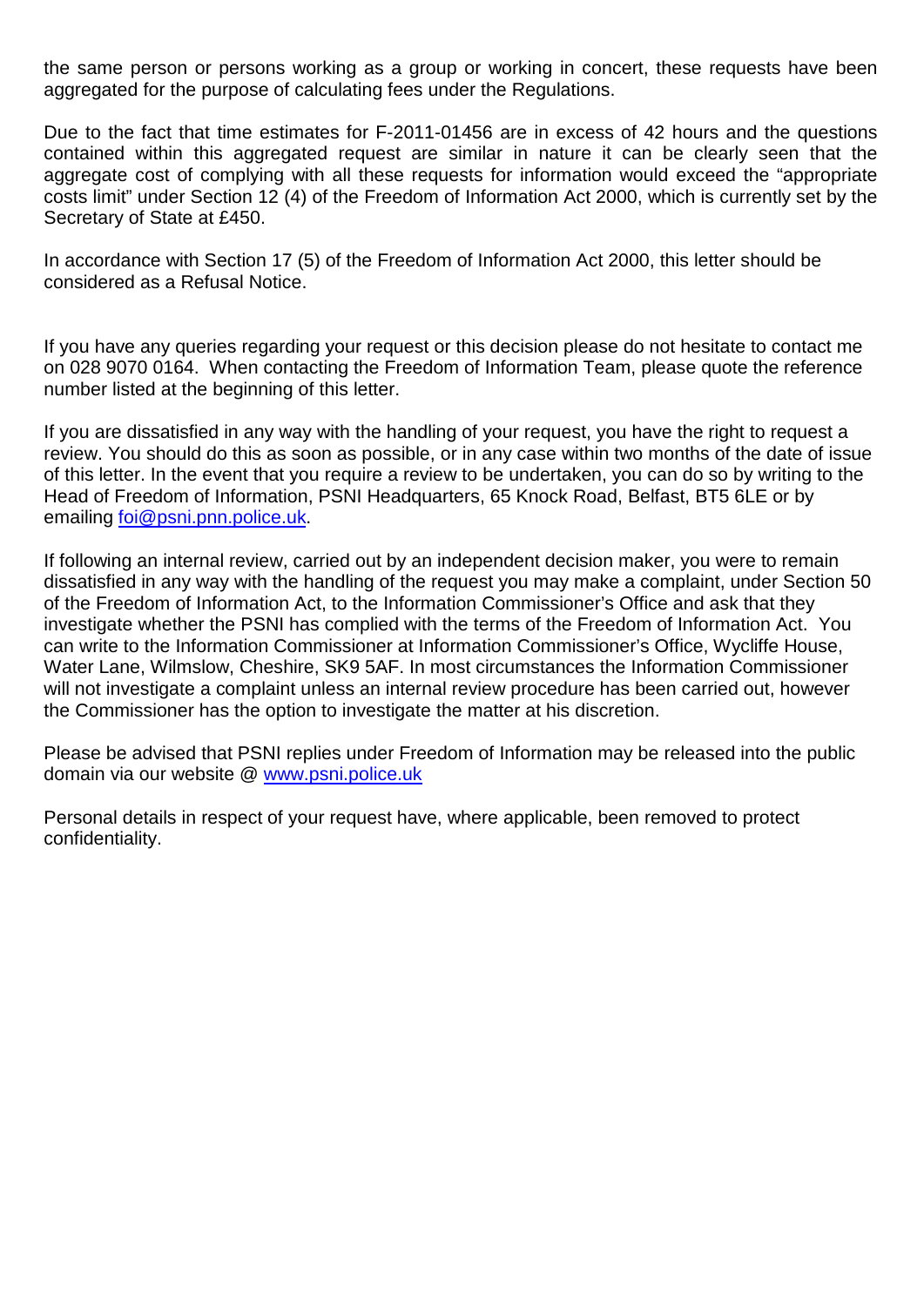the same person or persons working as a group or working in concert, these requests have been aggregated for the purpose of calculating fees under the Regulations.

Due to the fact that time estimates for F-2011-01456 are in excess of 42 hours and the questions contained within this aggregated request are similar in nature it can be clearly seen that the aggregate cost of complying with all these requests for information would exceed the "appropriate costs limit" under Section 12 (4) of the Freedom of Information Act 2000, which is currently set by the Secretary of State at £450.

In accordance with Section 17 (5) of the Freedom of Information Act 2000, this letter should be considered as a Refusal Notice.

If you have any queries regarding your request or this decision please do not hesitate to contact me on 028 9070 0164. When contacting the Freedom of Information Team, please quote the reference number listed at the beginning of this letter.

If you are dissatisfied in any way with the handling of your request, you have the right to request a review. You should do this as soon as possible, or in any case within two months of the date of issue of this letter. In the event that you require a review to be undertaken, you can do so by writing to the Head of Freedom of Information, PSNI Headquarters, 65 Knock Road, Belfast, BT5 6LE or by emailing [foi@psni.pnn.police.uk](mailto:foi@psni.pnn.police.uk).

If following an internal review, carried out by an independent decision maker, you were to remain dissatisfied in any way with the handling of the request you may make a complaint, under Section 50 of the Freedom of Information Act, to the Information Commissioner's Office and ask that they investigate whether the PSNI has complied with the terms of the Freedom of Information Act. You can write to the Information Commissioner at Information Commissioner's Office, Wycliffe House, Water Lane, Wilmslow, Cheshire, SK9 5AF. In most circumstances the Information Commissioner will not investigate a complaint unless an internal review procedure has been carried out, however the Commissioner has the option to investigate the matter at his discretion.

Please be advised that PSNI replies under Freedom of Information may be released into the public domain via our website @ [www.psni.police.uk](http://www.psni.police.uk)

Personal details in respect of your request have, where applicable, been removed to protect confidentiality.